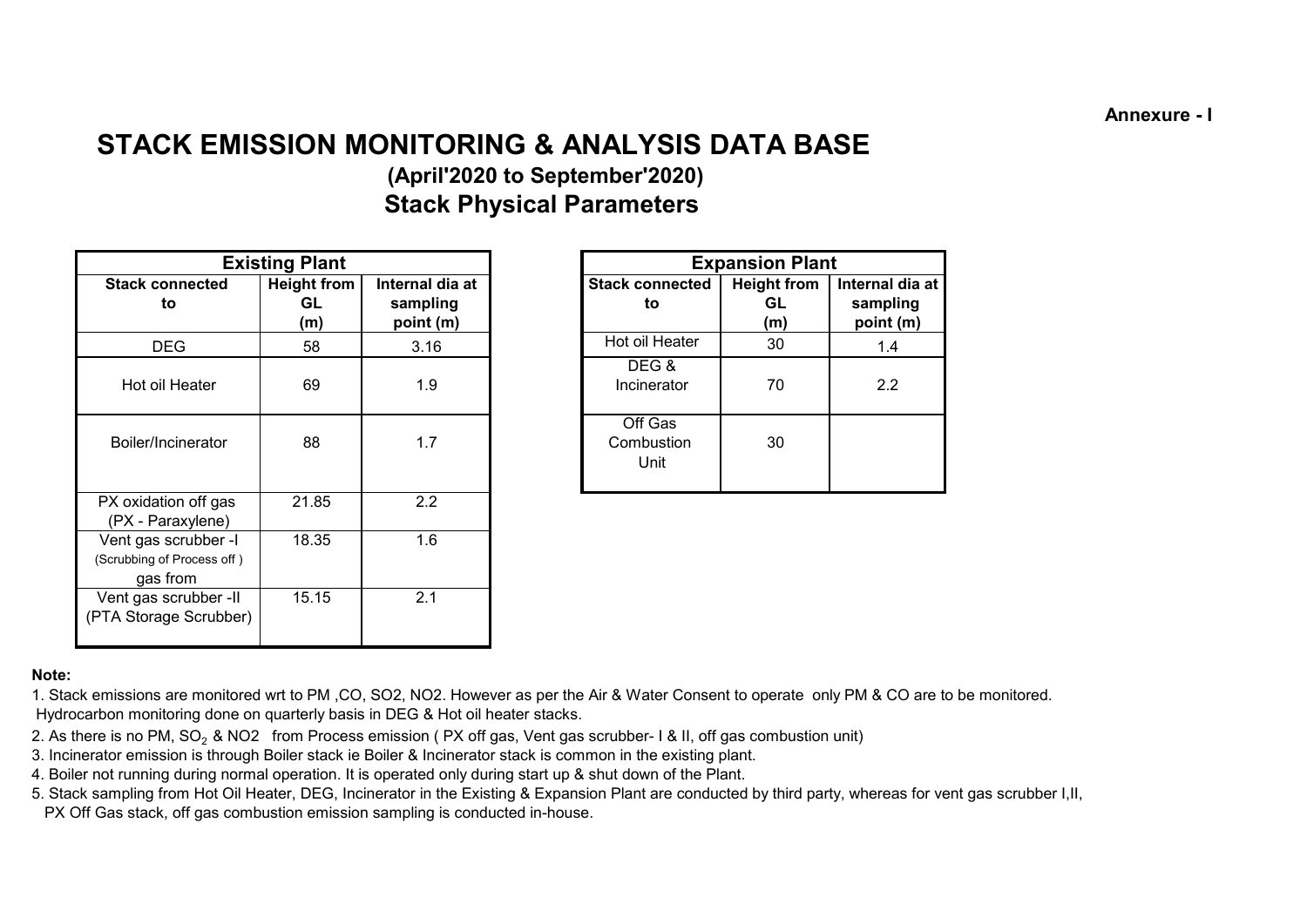Annexure - I

# STACK EMISSION MONITORING & ANALYSIS DATA BASE

## (April'2020 to September'2020)

## Stack Physical Parameters

| Existing Plant | | |
|---|---|---|
| **Stack connected to** | **Height from GL (m)** | **Internal dia at sampling point (m)** |
| DEG | 58 | 3.16 |
| Hot oil Heater | 69 | 1.9 |
| Boiler/Incinerator | 88 | 1.7 |
| PX oxidation off gas (PX - Paraxylene) | 21.85 | 2.2 |
| Vent gas scrubber -I (Scrubbing of Process off ) gas from | 18.35 | 1.6 |
| Vent gas scrubber -II (PTA Storage Scrubber) | 15.15 | 2.1 |

| Expansion Plant | | |
|---|---|---|
| **Stack connected to** | **Height from GL (m)** | **Internal dia at sampling point (m)** |
| Hot oil Heater | 30 | 1.4 |
| DEG & Incinerator | 70 | 2.2 |
| Off Gas Combustion Unit | 30 | |

**Note:**

1. Stack emissions are monitored wrt to PM ,CO, SO2, NO2. However as per the Air & Water Consent to operate only PM & CO are to be monitored. Hydrocarbon monitoring done on quarterly basis in DEG & Hot oil heater stacks.
2. As there is no PM, $SO_2$ & NO2 from Process emission ( PX off gas, Vent gas scrubber- I & II, off gas combustion unit)
3. Incinerator emission is through Boiler stack ie Boiler & Incinerator stack is common in the existing plant.
4. Boiler not running during normal operation. It is operated only during start up & shut down of the Plant.
5. Stack sampling from Hot Oil Heater, DEG, Incinerator in the Existing & Expansion Plant are conducted by third party, whereas for vent gas scrubber I,II, PX Off Gas stack, off gas combustion emission sampling is conducted in-house.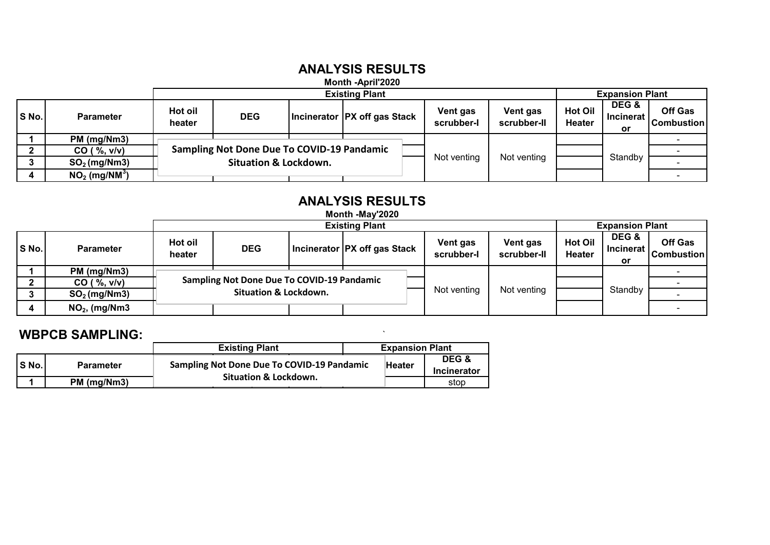# ANALYSIS RESULTS

**Month -April'2020**

| S No. | Parameter | Existing Plant | | | | | | Expansion Plant | | |
|---|---|---|---|---|---|---|---|---|---|---|
| | | Hot oil heater | DEG | Incinerator | PX off gas Stack | Vent gas scrubber-I | Vent gas scrubber-II | Hot Oil Heater | DEG & Incinerator | Off Gas Combustion |
| 1 | PM (mg/Nm3) | Sampling Not Done Due To COVID-19 Pandamic Situation & Lockdown. | | | | Not venting | Not venting | | Standby | - |
| 2 | CO ( %, v/v) | | | | | | | | | - |
| 3 | $SO_2$ (mg/Nm3) | | | | | | | | | - |
| 4 | $NO_2$ (mg/NM$^3$) | | | | | | | | | - |

# ANALYSIS RESULTS

**Month -May'2020**

| S No. | Parameter | Existing Plant | | | | | | Expansion Plant | | |
|---|---|---|---|---|---|---|---|---|---|---|
| | | Hot oil heater | DEG | Incinerator | PX off gas Stack | Vent gas scrubber-I | Vent gas scrubber-II | Hot Oil Heater | DEG & Incinerator | Off Gas Combustion |
| 1 | PM (mg/Nm3) | Sampling Not Done Due To COVID-19 Pandamic Situation & Lockdown. | | | | Not venting | Not venting | | Standby | - |
| 2 | CO ( %, v/v) | | | | | | | | | - |
| 3 | $SO_2$ (mg/Nm3) | | | | | | | | | - |
| 4 | $NO_2$, (mg/Nm3 | | | | | | | | | - |

## WBPCB SAMPLING:

| S No. | Parameter | Existing Plant | Expansion Plant | |
|---|---|---|---|---|
| | | Sampling Not Done Due To COVID-19 Pandamic Situation & Lockdown. | Heater | DEG & Incinerator |
| 1 | PM (mg/Nm3) | | | stop |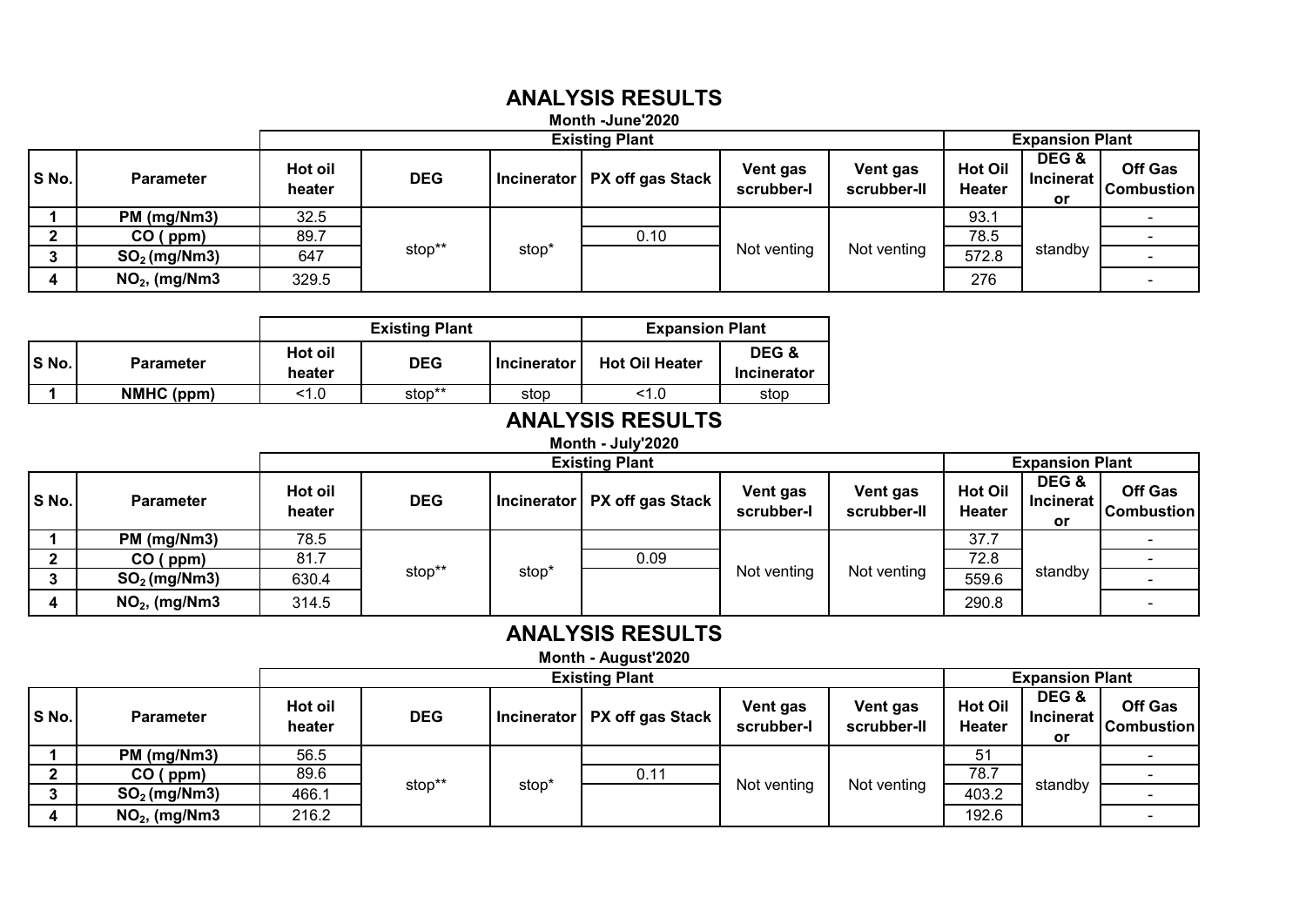# ANALYSIS RESULTS

**Month -June'2020**

| S No. | Parameter | Existing Plant | | | | | | Expansion Plant | | |
|---|---|---|---|---|---|---|---|---|---|---|
| | | Hot oil heater | DEG | Incinerator | PX off gas Stack | Vent gas scrubber-I | Vent gas scrubber-II | Hot Oil Heater | DEG & Incinerator | Off Gas Combustion |
| 1 | PM (mg/Nm3) | 32.5 | stop** | stop* | | Not venting | Not venting | 93.1 | standby | - |
| 2 | CO ( ppm) | 89.7 | | | 0.10 | | | 78.5 | | - |
| 3 | $SO_2$ (mg/Nm3) | 647 | | | | | | 572.8 | | - |
| 4 | $NO_2$, (mg/Nm3 | 329.5 | | | | | | 276 | | - |

| S No. | Parameter | Existing Plant | | | Expansion Plant | |
|---|---|---|---|---|---|---|
| | | Hot oil heater | DEG | Incinerator | Hot Oil Heater | DEG & Incinerator |
| 1 | NMHC (ppm) | <1.0 | stop** | stop | <1.0 | stop |

# ANALYSIS RESULTS

**Month - July'2020**

| S No. | Parameter | Existing Plant | | | | | | Expansion Plant | | |
|---|---|---|---|---|---|---|---|---|---|---|
| | | Hot oil heater | DEG | Incinerator | PX off gas Stack | Vent gas scrubber-I | Vent gas scrubber-II | Hot Oil Heater | DEG & Incinerator | Off Gas Combustion |
| 1 | PM (mg/Nm3) | 78.5 | stop** | stop* | | Not venting | Not venting | 37.7 | standby | - |
| 2 | CO ( ppm) | 81.7 | | | 0.09 | | | 72.8 | | - |
| 3 | $SO_2$ (mg/Nm3) | 630.4 | | | | | | 559.6 | | - |
| 4 | $NO_2$, (mg/Nm3 | 314.5 | | | | | | 290.8 | | - |

# ANALYSIS RESULTS

**Month - August'2020**

| S No. | Parameter | Existing Plant | | | | | | Expansion Plant | | |
|---|---|---|---|---|---|---|---|---|---|---|
| | | Hot oil heater | DEG | Incinerator | PX off gas Stack | Vent gas scrubber-I | Vent gas scrubber-II | Hot Oil Heater | DEG & Incinerator | Off Gas Combustion |
| 1 | PM (mg/Nm3) | 56.5 | stop** | stop* | | Not venting | Not venting | 51 | standby | - |
| 2 | CO ( ppm) | 89.6 | | | 0.11 | | | 78.7 | | - |
| 3 | $SO_2$ (mg/Nm3) | 466.1 | | | | | | 403.2 | | - |
| 4 | $NO_2$, (mg/Nm3 | 216.2 | | | | | | 192.6 | | - |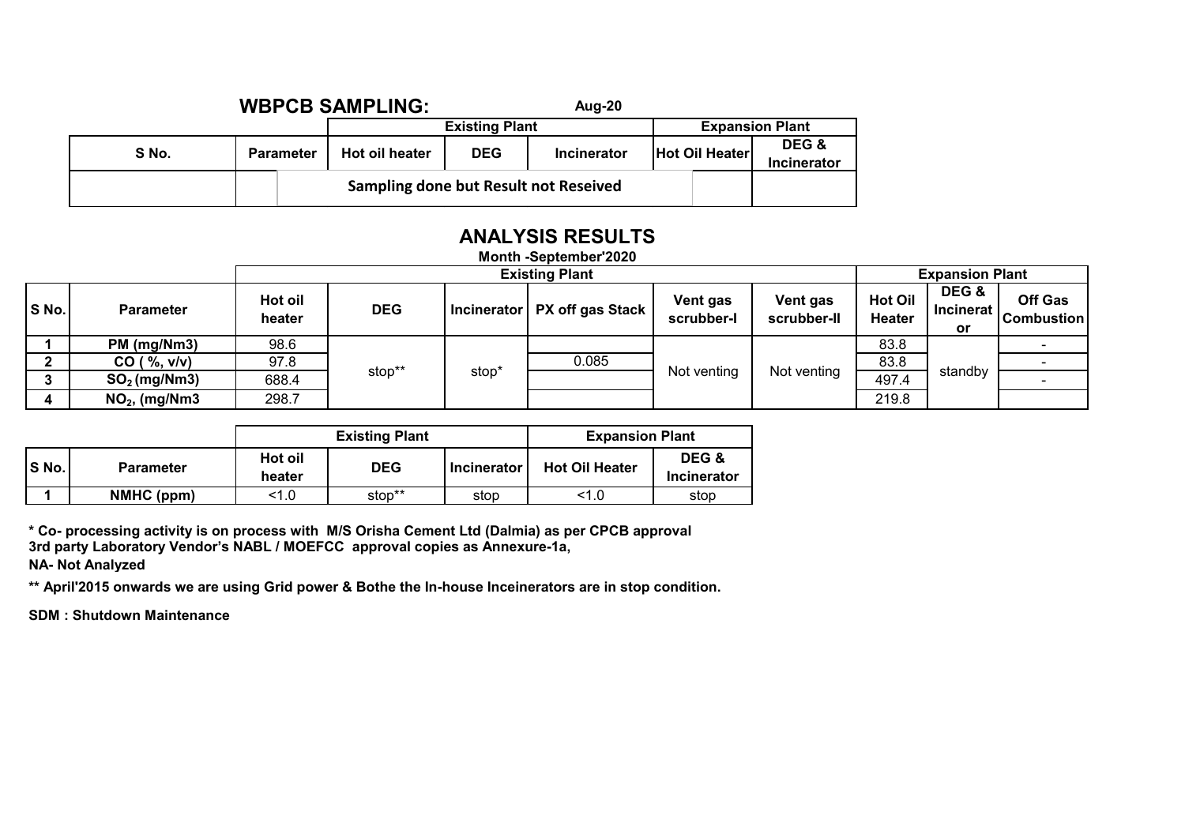## WBPCB SAMPLING:

Aug-20

| | | Existing Plant | | | Expansion Plant | |
|---|---|---|---|---|---|---|
| S No. | Parameter | Hot oil heater | DEG | Incinerator | Hot Oil Heater | DEG & Incinerator |
| | | Sampling done but Result not Reseived | | | | |

## ANALYSIS RESULTS

Month -September'2020

| | | Existing Plant | | | | | | Expansion Plant | | |
|---|---|---|---|---|---|---|---|---|---|---|
| S No. | Parameter | Hot oil heater | DEG | Incinerator | PX off gas Stack | Vent gas scrubber-I | Vent gas scrubber-II | Hot Oil Heater | DEG & Incinerator | Off Gas Combustion |
| 1 | PM (mg/Nm3) | 98.6 | stop** | stop* | | Not venting | Not venting | 83.8 | standby | - |
| 2 | CO ( %, v/v) | 97.8 | | | 0.085 | | | 83.8 | | - |
| 3 | $SO_2$ (mg/Nm3) | 688.4 | | | | | | 497.4 | | - |
| 4 | $NO_2$, (mg/Nm3 | 298.7 | | | | | | 219.8 | | |

| | | Existing Plant | | | Expansion Plant | |
|---|---|---|---|---|---|---|
| S No. | Parameter | Hot oil heater | DEG | Incinerator | Hot Oil Heater | DEG & Incinerator |
| 1 | NMHC (ppm) | <1.0 | stop** | stop | <1.0 | stop |

**\* Co- processing activity is on process with M/S Orisha Cement Ltd (Dalmia) as per CPCB approval**
**3rd party Laboratory Vendor's NABL / MOEFCC approval copies as Annexure-1a,**
**NA- Not Analyzed**

**\*\* April'2015 onwards we are using Grid power & Bothe the In-house Inceinerators are in stop condition.**

**SDM : Shutdown Maintenance**